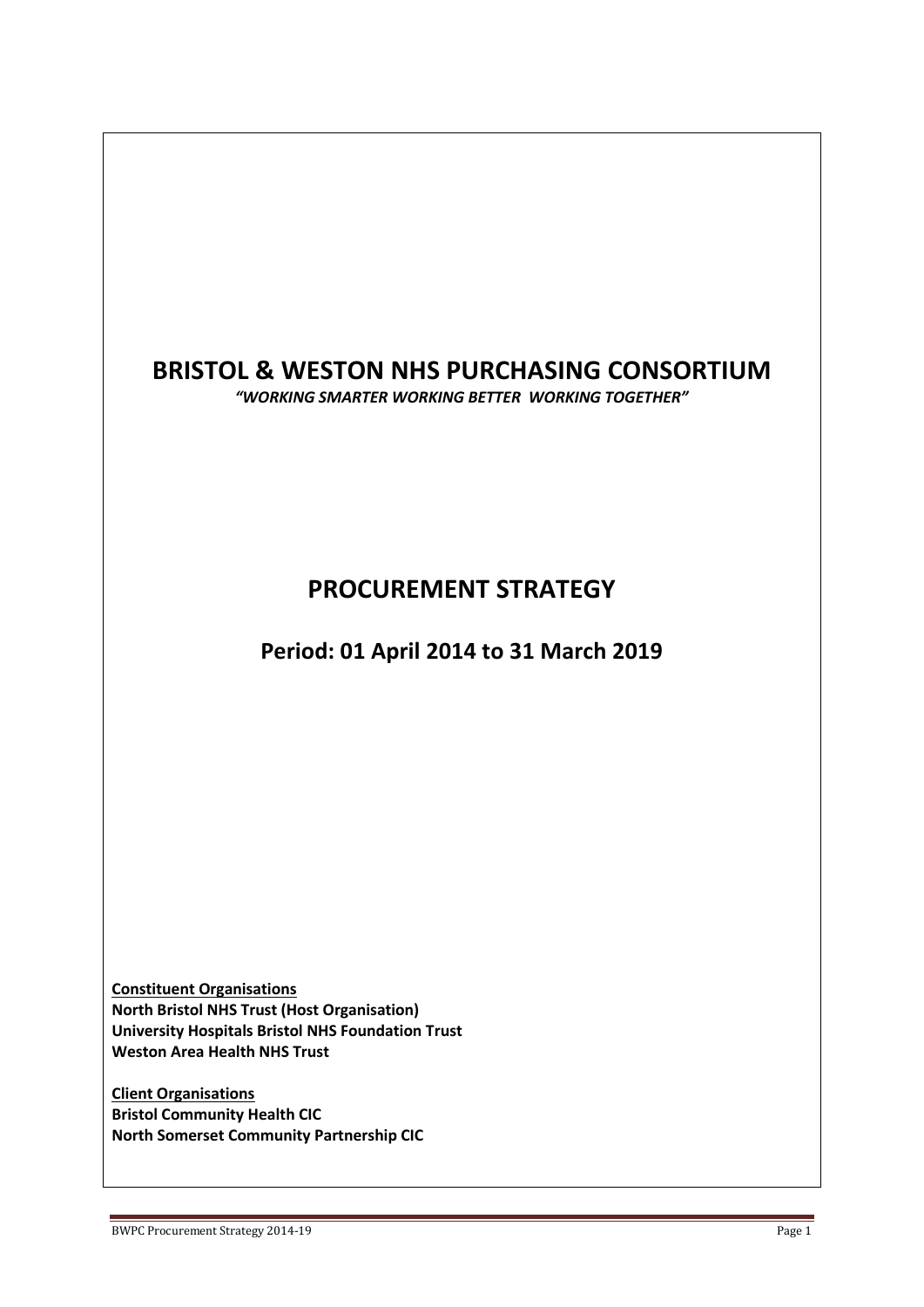# BRISTOL & WESTON NHS PURCHASING CONSORTIUM

***"WORKING SMARTER WORKING BETTER WORKING TOGETHER"***

## PROCUREMENT STRATEGY

### Period: 01 April 2014 to 31 March 2019

**Constituent Organisations**
**North Bristol NHS Trust (Host Organisation)**
**University Hospitals Bristol NHS Foundation Trust**
**Weston Area Health NHS Trust**

**Client Organisations**
**Bristol Community Health CIC**
**North Somerset Community Partnership CIC**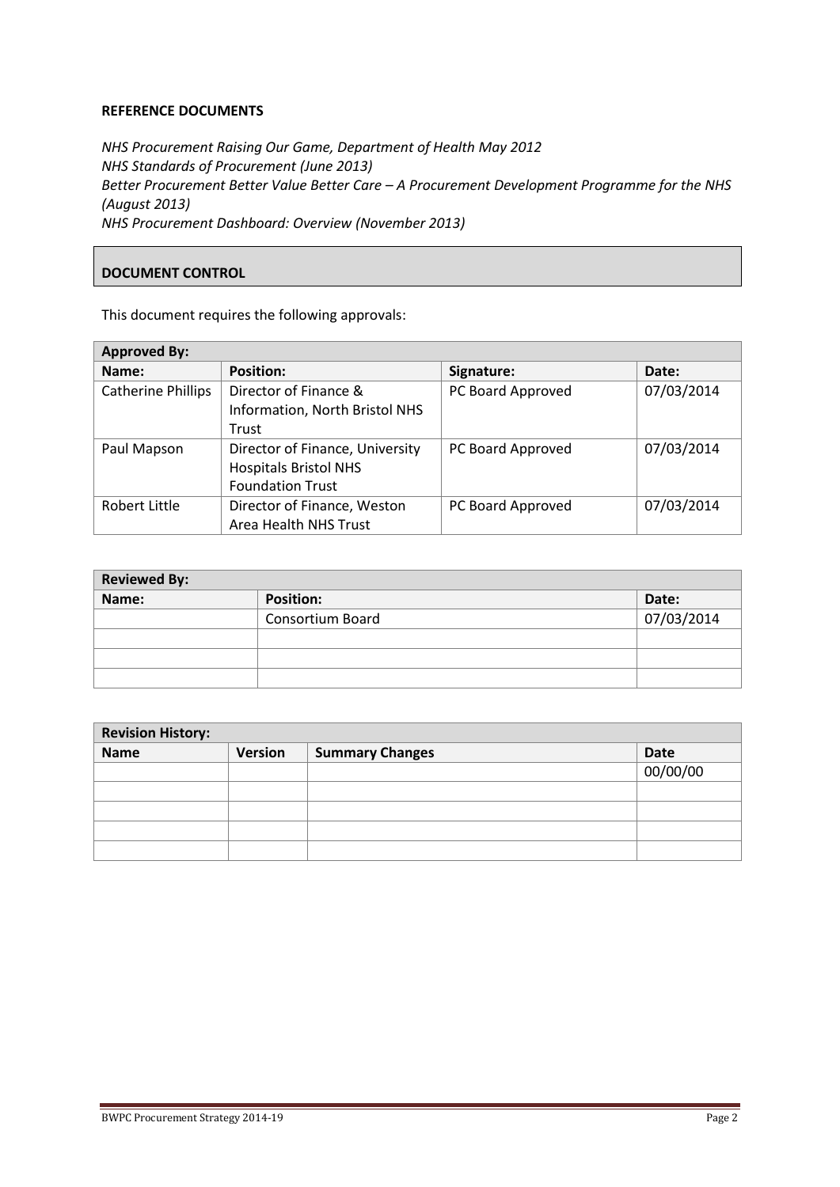**REFERENCE DOCUMENTS**

*NHS Procurement Raising Our Game, Department of Health May 2012*
*NHS Standards of Procurement (June 2013)*
*Better Procurement Better Value Better Care – A Procurement Development Programme for the NHS (August 2013)*
*NHS Procurement Dashboard: Overview (November 2013)*

**DOCUMENT CONTROL**

This document requires the following approvals:

| **Approved By:** | | | |
|---|---|---|---|
| **Name:** | **Position:** | **Signature:** | **Date:** |
| Catherine Phillips | Director of Finance & Information, North Bristol NHS Trust | PC Board Approved | 07/03/2014 |
| Paul Mapson | Director of Finance, University Hospitals Bristol NHS Foundation Trust | PC Board Approved | 07/03/2014 |
| Robert Little | Director of Finance, Weston Area Health NHS Trust | PC Board Approved | 07/03/2014 |

| **Reviewed By:** | | |
|---|---|---|
| **Name:** | **Position:** | **Date:** |
| | Consortium Board | 07/03/2014 |
| | | |
| | | |
| | | |

| **Revision History:** | | | |
|---|---|---|---|
| **Name** | **Version** | **Summary Changes** | **Date** |
| | | | 00/00/00 |
| | | | |
| | | | |
| | | | |
| | | | |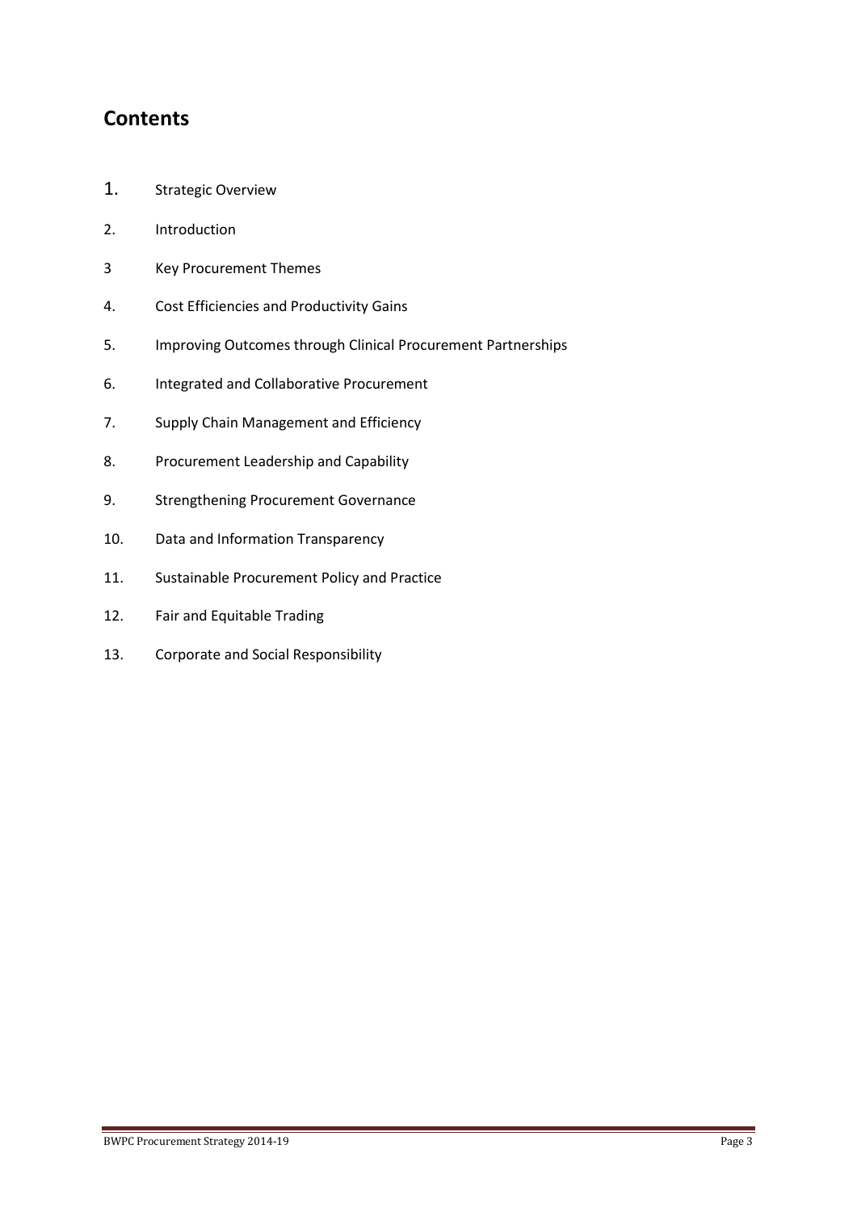## Contents

1. Strategic Overview
2. Introduction
3 Key Procurement Themes
4. Cost Efficiencies and Productivity Gains
5. Improving Outcomes through Clinical Procurement Partnerships
6. Integrated and Collaborative Procurement
7. Supply Chain Management and Efficiency
8. Procurement Leadership and Capability
9. Strengthening Procurement Governance
10. Data and Information Transparency
11. Sustainable Procurement Policy and Practice
12. Fair and Equitable Trading
13. Corporate and Social Responsibility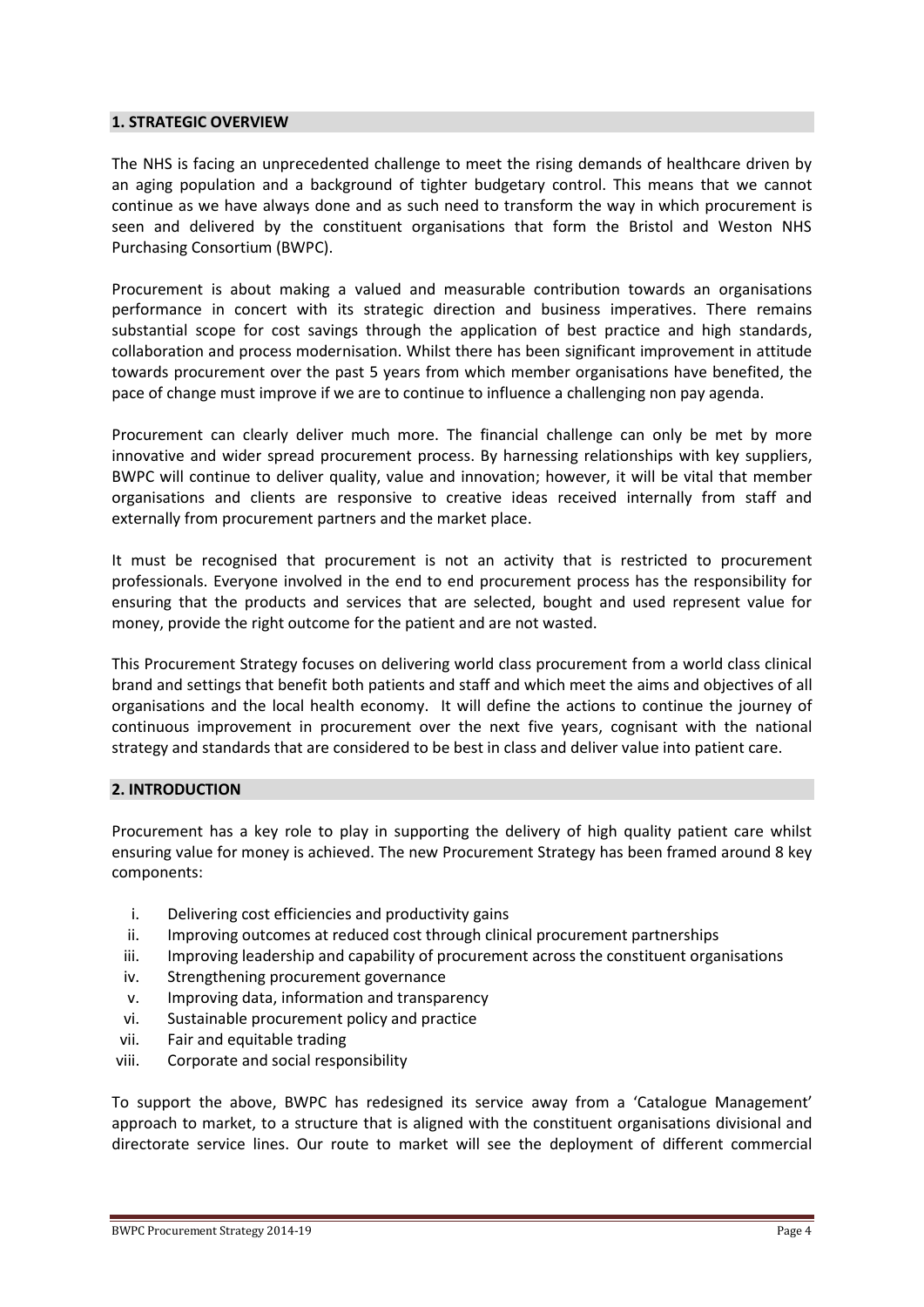## 1. STRATEGIC OVERVIEW

The NHS is facing an unprecedented challenge to meet the rising demands of healthcare driven by an aging population and a background of tighter budgetary control. This means that we cannot continue as we have always done and as such need to transform the way in which procurement is seen and delivered by the constituent organisations that form the Bristol and Weston NHS Purchasing Consortium (BWPC).

Procurement is about making a valued and measurable contribution towards an organisations performance in concert with its strategic direction and business imperatives. There remains substantial scope for cost savings through the application of best practice and high standards, collaboration and process modernisation. Whilst there has been significant improvement in attitude towards procurement over the past 5 years from which member organisations have benefited, the pace of change must improve if we are to continue to influence a challenging non pay agenda.

Procurement can clearly deliver much more. The financial challenge can only be met by more innovative and wider spread procurement process. By harnessing relationships with key suppliers, BWPC will continue to deliver quality, value and innovation; however, it will be vital that member organisations and clients are responsive to creative ideas received internally from staff and externally from procurement partners and the market place.

It must be recognised that procurement is not an activity that is restricted to procurement professionals. Everyone involved in the end to end procurement process has the responsibility for ensuring that the products and services that are selected, bought and used represent value for money, provide the right outcome for the patient and are not wasted.

This Procurement Strategy focuses on delivering world class procurement from a world class clinical brand and settings that benefit both patients and staff and which meet the aims and objectives of all organisations and the local health economy. It will define the actions to continue the journey of continuous improvement in procurement over the next five years, cognisant with the national strategy and standards that are considered to be best in class and deliver value into patient care.

## 2. INTRODUCTION

Procurement has a key role to play in supporting the delivery of high quality patient care whilst ensuring value for money is achieved. The new Procurement Strategy has been framed around 8 key components:

i. Delivering cost efficiencies and productivity gains
ii. Improving outcomes at reduced cost through clinical procurement partnerships
iii. Improving leadership and capability of procurement across the constituent organisations
iv. Strengthening procurement governance
v. Improving data, information and transparency
vi. Sustainable procurement policy and practice
vii. Fair and equitable trading
viii. Corporate and social responsibility

To support the above, BWPC has redesigned its service away from a 'Catalogue Management' approach to market, to a structure that is aligned with the constituent organisations divisional and directorate service lines. Our route to market will see the deployment of different commercial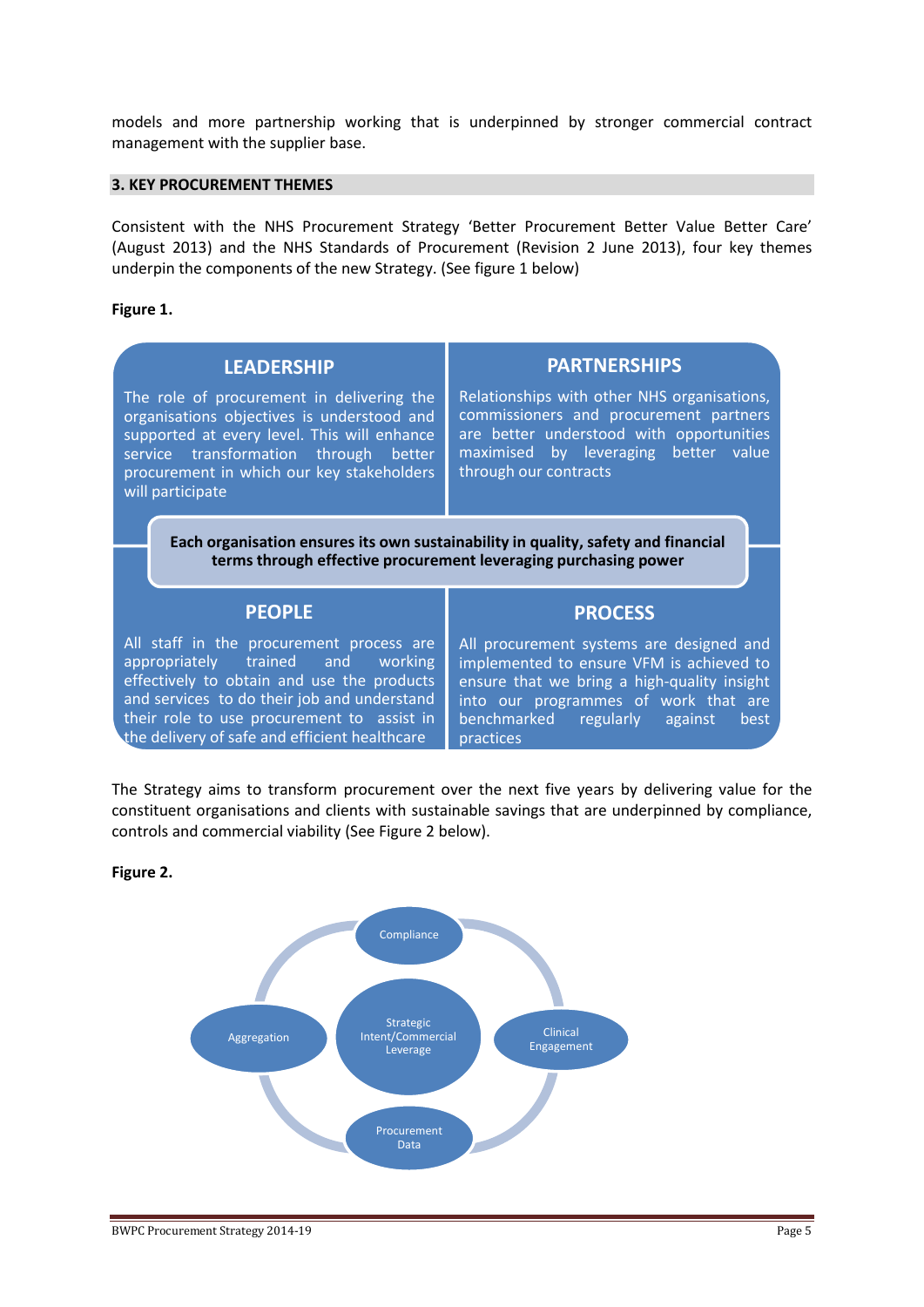models and more partnership working that is underpinned by stronger commercial contract management with the supplier base.

## 3. KEY PROCUREMENT THEMES

Consistent with the NHS Procurement Strategy 'Better Procurement Better Value Better Care' (August 2013) and the NHS Standards of Procurement (Revision 2 June 2013), four key themes underpin the components of the new Strategy. (See figure 1 below)

**Figure 1.**

**LEADERSHIP**

The role of procurement in delivering the organisations objectives is understood and supported at every level. This will enhance service transformation through better procurement in which our key stakeholders will participate

**PARTNERSHIPS**

Relationships with other NHS organisations, commissioners and procurement partners are better understood with opportunities maximised by leveraging better value through our contracts

**Each organisation ensures its own sustainability in quality, safety and financial terms through effective procurement leveraging purchasing power**

**PEOPLE**

All staff in the procurement process are appropriately trained and working effectively to obtain and use the products and services to do their job and understand their role to use procurement to assist in the delivery of safe and efficient healthcare

**PROCESS**

All procurement systems are designed and implemented to ensure VFM is achieved to ensure that we bring a high-quality insight into our programmes of work that are benchmarked regularly against best practices

The Strategy aims to transform procurement over the next five years by delivering value for the constituent organisations and clients with sustainable savings that are underpinned by compliance, controls and commercial viability (See Figure 2 below).

**Figure 2.**

Compliance

Aggregation

Strategic Intent/Commercial Leverage

Clinical Engagement

Procurement Data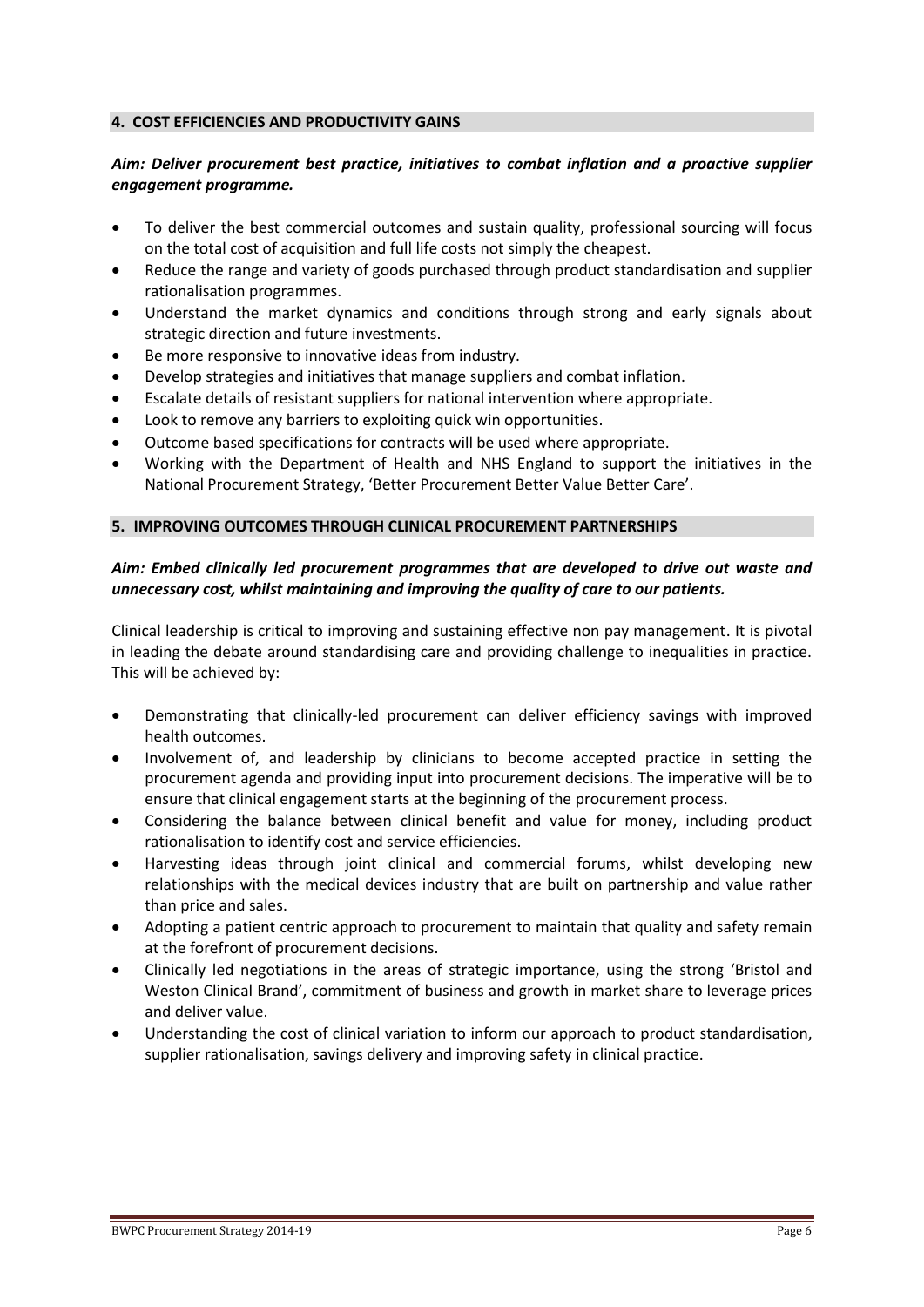## 4. COST EFFICIENCIES AND PRODUCTIVITY GAINS

***Aim: Deliver procurement best practice, initiatives to combat inflation and a proactive supplier engagement programme.***

- To deliver the best commercial outcomes and sustain quality, professional sourcing will focus on the total cost of acquisition and full life costs not simply the cheapest.
- Reduce the range and variety of goods purchased through product standardisation and supplier rationalisation programmes.
- Understand the market dynamics and conditions through strong and early signals about strategic direction and future investments.
- Be more responsive to innovative ideas from industry.
- Develop strategies and initiatives that manage suppliers and combat inflation.
- Escalate details of resistant suppliers for national intervention where appropriate.
- Look to remove any barriers to exploiting quick win opportunities.
- Outcome based specifications for contracts will be used where appropriate.
- Working with the Department of Health and NHS England to support the initiatives in the National Procurement Strategy, 'Better Procurement Better Value Better Care'.

## 5. IMPROVING OUTCOMES THROUGH CLINICAL PROCUREMENT PARTNERSHIPS

***Aim: Embed clinically led procurement programmes that are developed to drive out waste and unnecessary cost, whilst maintaining and improving the quality of care to our patients.***

Clinical leadership is critical to improving and sustaining effective non pay management. It is pivotal in leading the debate around standardising care and providing challenge to inequalities in practice. This will be achieved by:

- Demonstrating that clinically-led procurement can deliver efficiency savings with improved health outcomes.
- Involvement of, and leadership by clinicians to become accepted practice in setting the procurement agenda and providing input into procurement decisions. The imperative will be to ensure that clinical engagement starts at the beginning of the procurement process.
- Considering the balance between clinical benefit and value for money, including product rationalisation to identify cost and service efficiencies.
- Harvesting ideas through joint clinical and commercial forums, whilst developing new relationships with the medical devices industry that are built on partnership and value rather than price and sales.
- Adopting a patient centric approach to procurement to maintain that quality and safety remain at the forefront of procurement decisions.
- Clinically led negotiations in the areas of strategic importance, using the strong 'Bristol and Weston Clinical Brand', commitment of business and growth in market share to leverage prices and deliver value.
- Understanding the cost of clinical variation to inform our approach to product standardisation, supplier rationalisation, savings delivery and improving safety in clinical practice.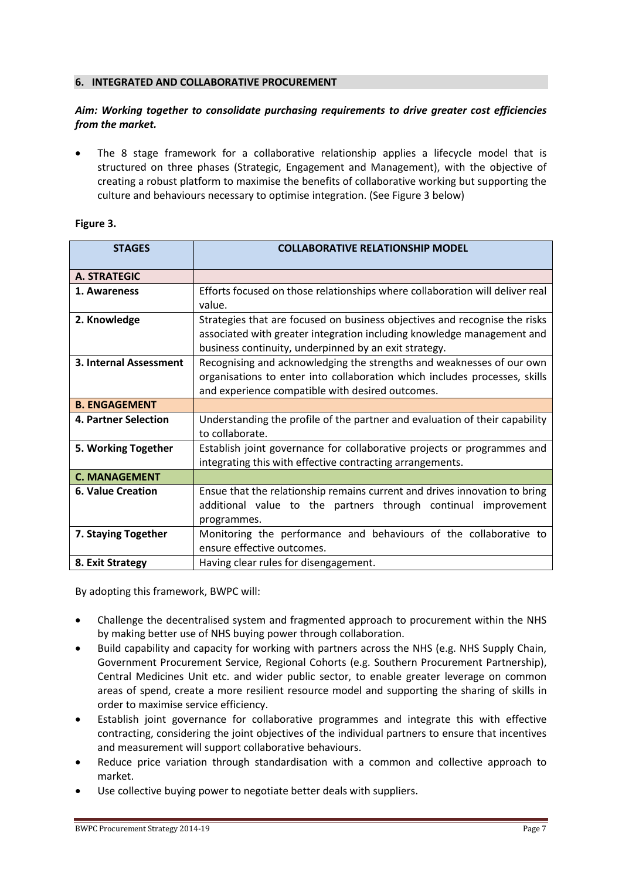## 6. INTEGRATED AND COLLABORATIVE PROCUREMENT

***Aim: Working together to consolidate purchasing requirements to drive greater cost efficiencies from the market.***

- The 8 stage framework for a collaborative relationship applies a lifecycle model that is structured on three phases (Strategic, Engagement and Management), with the objective of creating a robust platform to maximise the benefits of collaborative working but supporting the culture and behaviours necessary to optimise integration. (See Figure 3 below)

**Figure 3.**

| STAGES | COLLABORATIVE RELATIONSHIP MODEL |
|---|---|
| **A. STRATEGIC** | |
| **1. Awareness** | Efforts focused on those relationships where collaboration will deliver real value. |
| **2. Knowledge** | Strategies that are focused on business objectives and recognise the risks associated with greater integration including knowledge management and business continuity, underpinned by an exit strategy. |
| **3. Internal Assessment** | Recognising and acknowledging the strengths and weaknesses of our own organisations to enter into collaboration which includes processes, skills and experience compatible with desired outcomes. |
| **B. ENGAGEMENT** | |
| **4. Partner Selection** | Understanding the profile of the partner and evaluation of their capability to collaborate. |
| **5. Working Together** | Establish joint governance for collaborative projects or programmes and integrating this with effective contracting arrangements. |
| **C. MANAGEMENT** | |
| **6. Value Creation** | Ensue that the relationship remains current and drives innovation to bring additional value to the partners through continual improvement programmes. |
| **7. Staying Together** | Monitoring the performance and behaviours of the collaborative to ensure effective outcomes. |
| **8. Exit Strategy** | Having clear rules for disengagement. |

By adopting this framework, BWPC will:

- Challenge the decentralised system and fragmented approach to procurement within the NHS by making better use of NHS buying power through collaboration.
- Build capability and capacity for working with partners across the NHS (e.g. NHS Supply Chain, Government Procurement Service, Regional Cohorts (e.g. Southern Procurement Partnership), Central Medicines Unit etc. and wider public sector, to enable greater leverage on common areas of spend, create a more resilient resource model and supporting the sharing of skills in order to maximise service efficiency.
- Establish joint governance for collaborative programmes and integrate this with effective contracting, considering the joint objectives of the individual partners to ensure that incentives and measurement will support collaborative behaviours.
- Reduce price variation through standardisation with a common and collective approach to market.
- Use collective buying power to negotiate better deals with suppliers.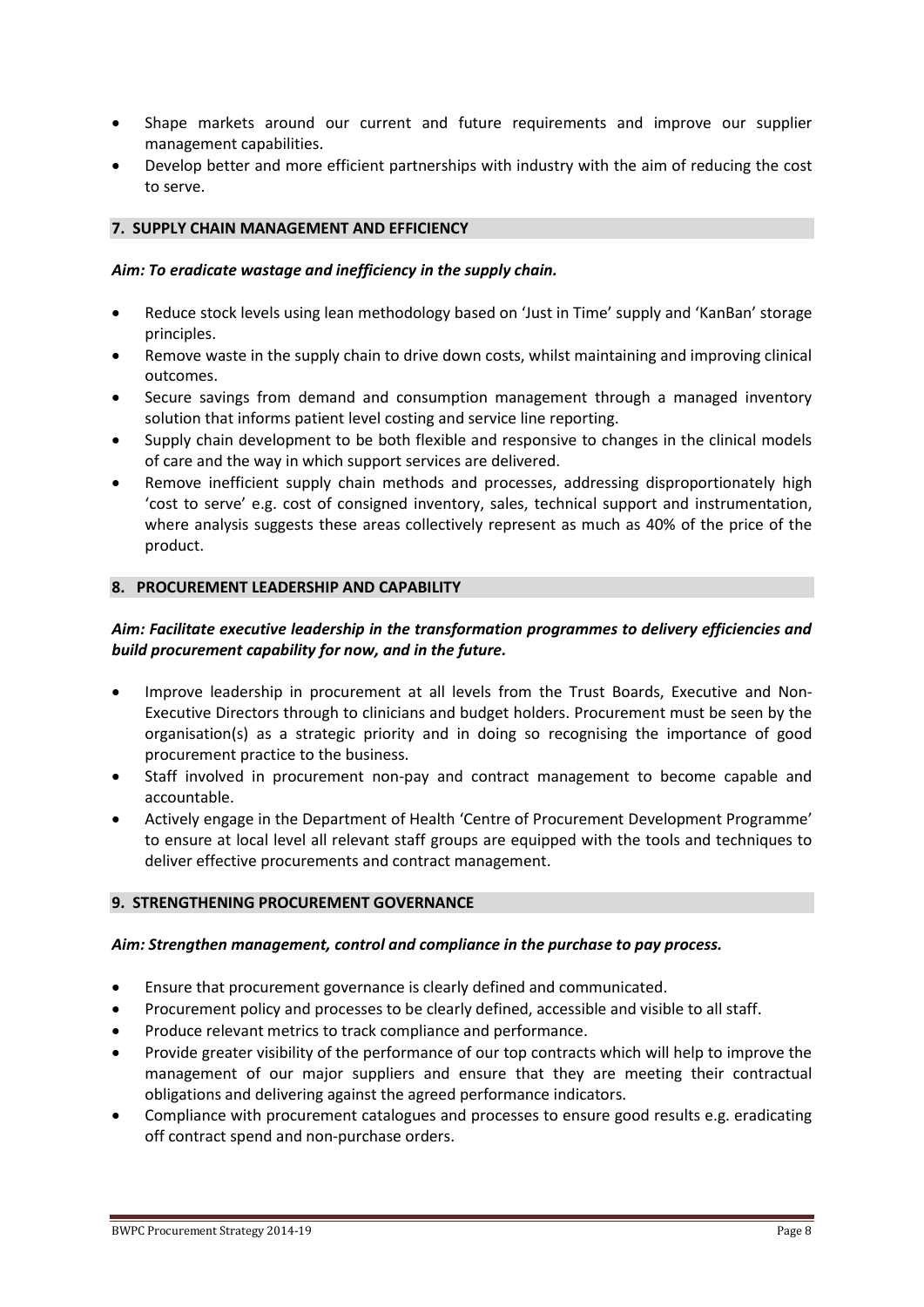- Shape markets around our current and future requirements and improve our supplier management capabilities.
- Develop better and more efficient partnerships with industry with the aim of reducing the cost to serve.

## 7. SUPPLY CHAIN MANAGEMENT AND EFFICIENCY

***Aim: To eradicate wastage and inefficiency in the supply chain.***

- Reduce stock levels using lean methodology based on 'Just in Time' supply and 'KanBan' storage principles.
- Remove waste in the supply chain to drive down costs, whilst maintaining and improving clinical outcomes.
- Secure savings from demand and consumption management through a managed inventory solution that informs patient level costing and service line reporting.
- Supply chain development to be both flexible and responsive to changes in the clinical models of care and the way in which support services are delivered.
- Remove inefficient supply chain methods and processes, addressing disproportionately high 'cost to serve' e.g. cost of consigned inventory, sales, technical support and instrumentation, where analysis suggests these areas collectively represent as much as 40% of the price of the product.

## 8. PROCUREMENT LEADERSHIP AND CAPABILITY

***Aim: Facilitate executive leadership in the transformation programmes to delivery efficiencies and build procurement capability for now, and in the future.***

- Improve leadership in procurement at all levels from the Trust Boards, Executive and Non-Executive Directors through to clinicians and budget holders. Procurement must be seen by the organisation(s) as a strategic priority and in doing so recognising the importance of good procurement practice to the business.
- Staff involved in procurement non-pay and contract management to become capable and accountable.
- Actively engage in the Department of Health 'Centre of Procurement Development Programme' to ensure at local level all relevant staff groups are equipped with the tools and techniques to deliver effective procurements and contract management.

## 9. STRENGTHENING PROCUREMENT GOVERNANCE

***Aim: Strengthen management, control and compliance in the purchase to pay process.***

- Ensure that procurement governance is clearly defined and communicated.
- Procurement policy and processes to be clearly defined, accessible and visible to all staff.
- Produce relevant metrics to track compliance and performance.
- Provide greater visibility of the performance of our top contracts which will help to improve the management of our major suppliers and ensure that they are meeting their contractual obligations and delivering against the agreed performance indicators.
- Compliance with procurement catalogues and processes to ensure good results e.g. eradicating off contract spend and non-purchase orders.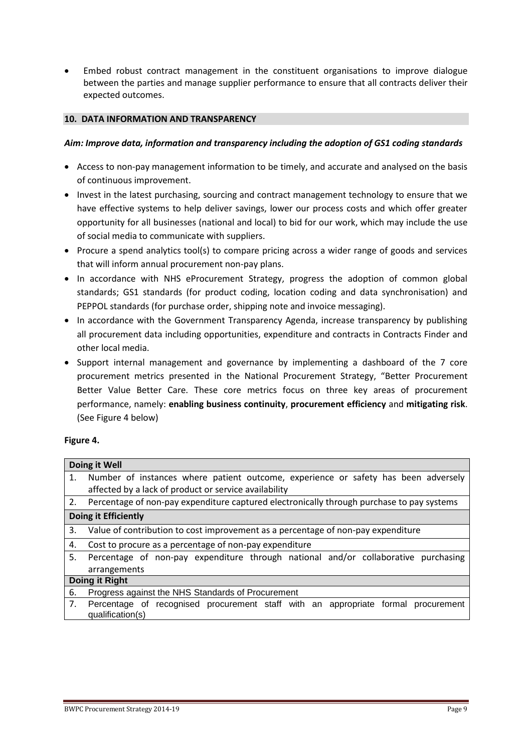- Embed robust contract management in the constituent organisations to improve dialogue between the parties and manage supplier performance to ensure that all contracts deliver their expected outcomes.

## 10. DATA INFORMATION AND TRANSPARENCY

***Aim: Improve data, information and transparency including the adoption of GS1 coding standards***

- Access to non-pay management information to be timely, and accurate and analysed on the basis of continuous improvement.
- Invest in the latest purchasing, sourcing and contract management technology to ensure that we have effective systems to help deliver savings, lower our process costs and which offer greater opportunity for all businesses (national and local) to bid for our work, which may include the use of social media to communicate with suppliers.
- Procure a spend analytics tool(s) to compare pricing across a wider range of goods and services that will inform annual procurement non-pay plans.
- In accordance with NHS eProcurement Strategy, progress the adoption of common global standards; GS1 standards (for product coding, location coding and data synchronisation) and PEPPOL standards (for purchase order, shipping note and invoice messaging).
- In accordance with the Government Transparency Agenda, increase transparency by publishing all procurement data including opportunities, expenditure and contracts in Contracts Finder and other local media.
- Support internal management and governance by implementing a dashboard of the 7 core procurement metrics presented in the National Procurement Strategy, "Better Procurement Better Value Better Care. These core metrics focus on three key areas of procurement performance, namely: **enabling business continuity**, **procurement efficiency** and **mitigating risk**. (See Figure 4 below)

**Figure 4.**

| | |
|---|---|
| **Doing it Well** | |
| 1. | Number of instances where patient outcome, experience or safety has been adversely affected by a lack of product or service availability |
| 2. | Percentage of non-pay expenditure captured electronically through purchase to pay systems |
| **Doing it Efficiently** | |
| 3. | Value of contribution to cost improvement as a percentage of non-pay expenditure |
| 4. | Cost to procure as a percentage of non-pay expenditure |
| 5. | Percentage of non-pay expenditure through national and/or collaborative purchasing arrangements |
| **Doing it Right** | |
| 6. | Progress against the NHS Standards of Procurement |
| 7. | Percentage of recognised procurement staff with an appropriate formal procurement qualification(s) |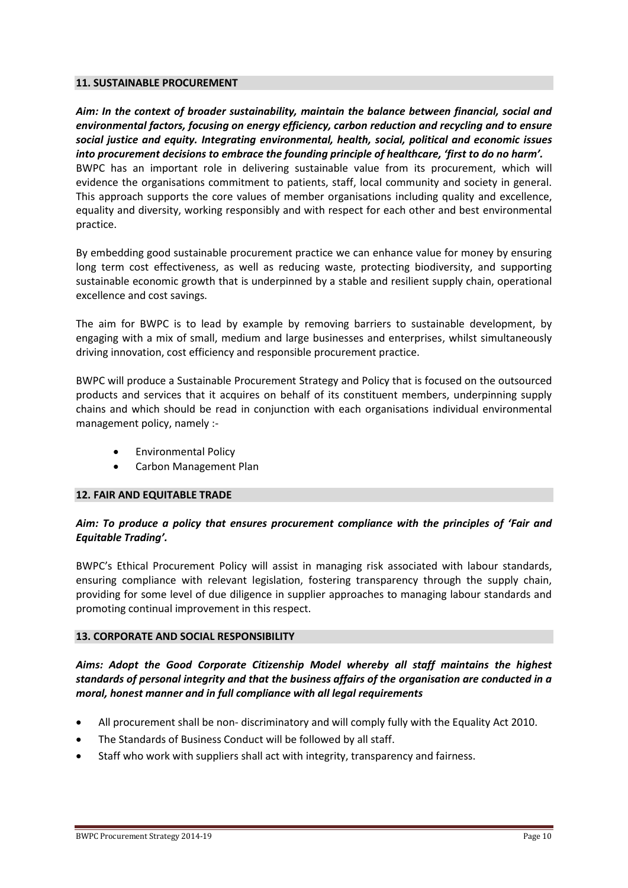## 11. SUSTAINABLE PROCUREMENT

***Aim: In the context of broader sustainability, maintain the balance between financial, social and environmental factors, focusing on energy efficiency, carbon reduction and recycling and to ensure social justice and equity. Integrating environmental, health, social, political and economic issues into procurement decisions to embrace the founding principle of healthcare, 'first to do no harm'.***

BWPC has an important role in delivering sustainable value from its procurement, which will evidence the organisations commitment to patients, staff, local community and society in general. This approach supports the core values of member organisations including quality and excellence, equality and diversity, working responsibly and with respect for each other and best environmental practice.

By embedding good sustainable procurement practice we can enhance value for money by ensuring long term cost effectiveness, as well as reducing waste, protecting biodiversity, and supporting sustainable economic growth that is underpinned by a stable and resilient supply chain, operational excellence and cost savings.

The aim for BWPC is to lead by example by removing barriers to sustainable development, by engaging with a mix of small, medium and large businesses and enterprises, whilst simultaneously driving innovation, cost efficiency and responsible procurement practice.

BWPC will produce a Sustainable Procurement Strategy and Policy that is focused on the outsourced products and services that it acquires on behalf of its constituent members, underpinning supply chains and which should be read in conjunction with each organisations individual environmental management policy, namely :-

- Environmental Policy
- Carbon Management Plan

## 12. FAIR AND EQUITABLE TRADE

***Aim: To produce a policy that ensures procurement compliance with the principles of 'Fair and Equitable Trading'.***

BWPC's Ethical Procurement Policy will assist in managing risk associated with labour standards, ensuring compliance with relevant legislation, fostering transparency through the supply chain, providing for some level of due diligence in supplier approaches to managing labour standards and promoting continual improvement in this respect.

## 13. CORPORATE AND SOCIAL RESPONSIBILITY

***Aims: Adopt the Good Corporate Citizenship Model whereby all staff maintains the highest standards of personal integrity and that the business affairs of the organisation are conducted in a moral, honest manner and in full compliance with all legal requirements***

- All procurement shall be non- discriminatory and will comply fully with the Equality Act 2010.
- The Standards of Business Conduct will be followed by all staff.
- Staff who work with suppliers shall act with integrity, transparency and fairness.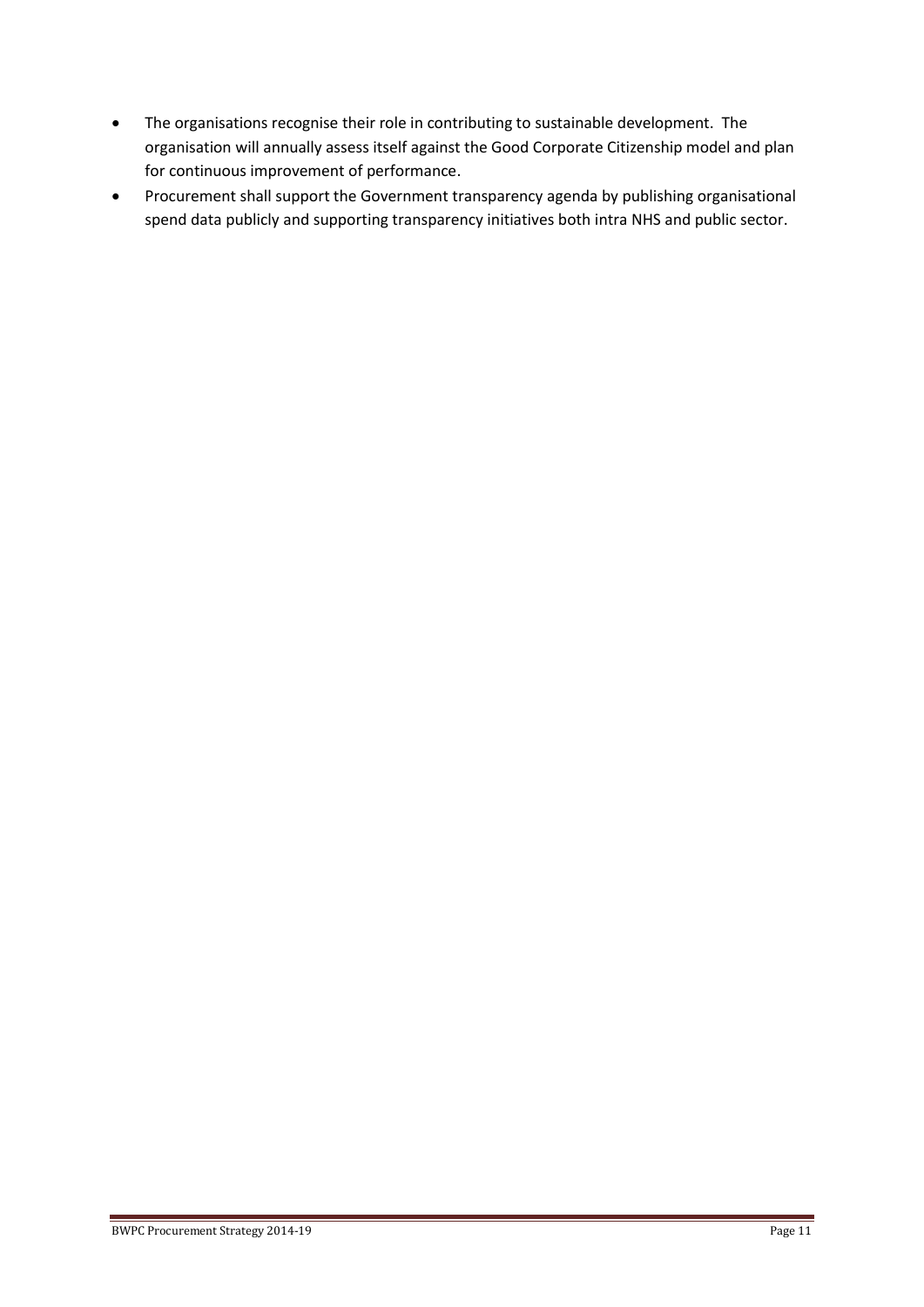- The organisations recognise their role in contributing to sustainable development. The organisation will annually assess itself against the Good Corporate Citizenship model and plan for continuous improvement of performance.
- Procurement shall support the Government transparency agenda by publishing organisational spend data publicly and supporting transparency initiatives both intra NHS and public sector.